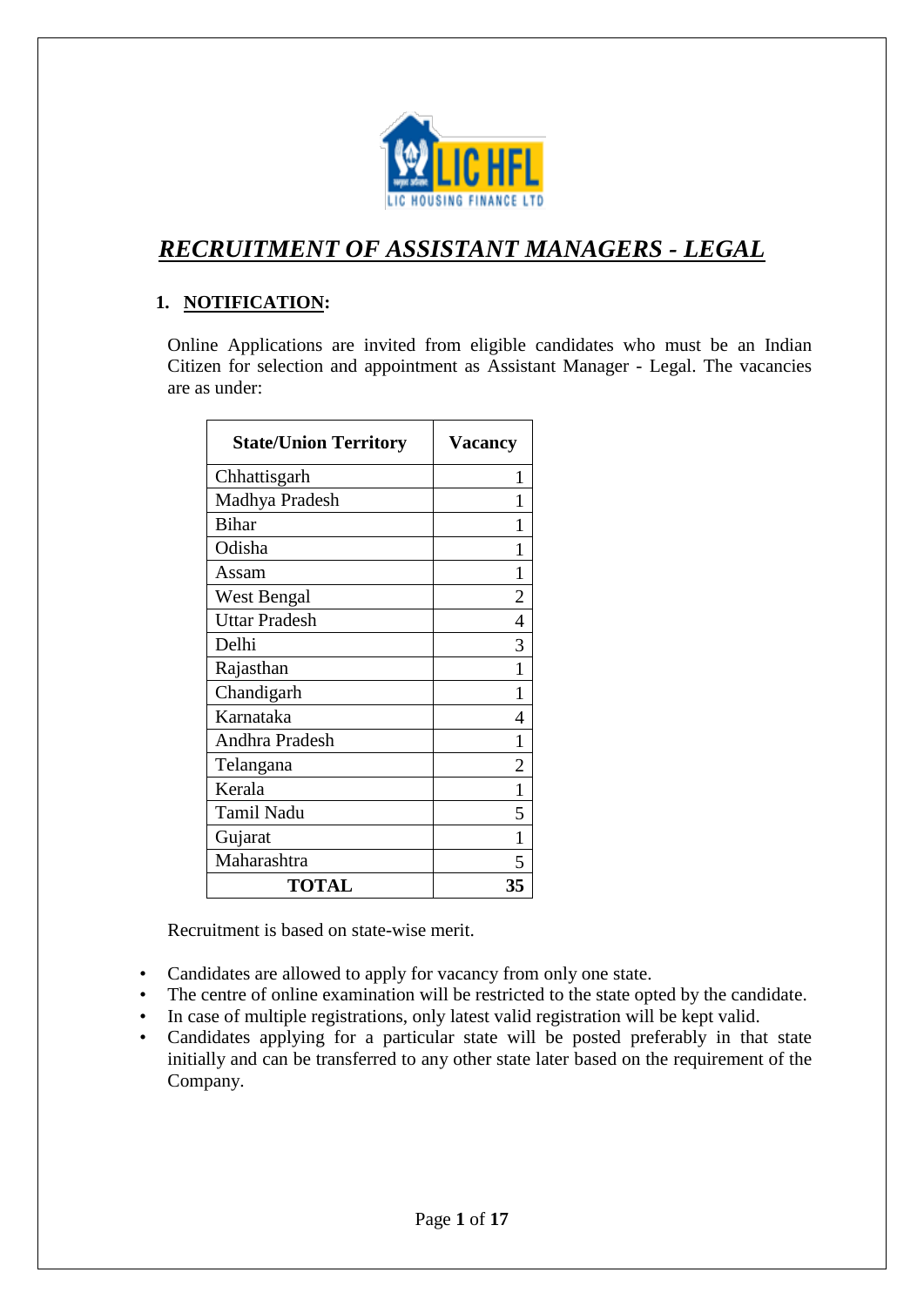# *RECRUITMENT OF ASSISTANT MANAGERS - LEGAL*

## 1. NOTIFICATION:

Online Applications are invited from eligible candidates who must be an Indian Citizen for selection and appointment as Assistant Manager - Legal. The vacancies are as under:

| State/Union Territory | Vacancy |
|---|---|
| Chhattisgarh | 1 |
| Madhya Pradesh | 1 |
| Bihar | 1 |
| Odisha | 1 |
| Assam | 1 |
| West Bengal | 2 |
| Uttar Pradesh | 4 |
| Delhi | 3 |
| Rajasthan | 1 |
| Chandigarh | 1 |
| Karnataka | 4 |
| Andhra Pradesh | 1 |
| Telangana | 2 |
| Kerala | 1 |
| Tamil Nadu | 5 |
| Gujarat | 1 |
| Maharashtra | 5 |
| **TOTAL** | **35** |

Recruitment is based on state-wise merit.

- Candidates are allowed to apply for vacancy from only one state.
- The centre of online examination will be restricted to the state opted by the candidate.
- In case of multiple registrations, only latest valid registration will be kept valid.
- Candidates applying for a particular state will be posted preferably in that state initially and can be transferred to any other state later based on the requirement of the Company.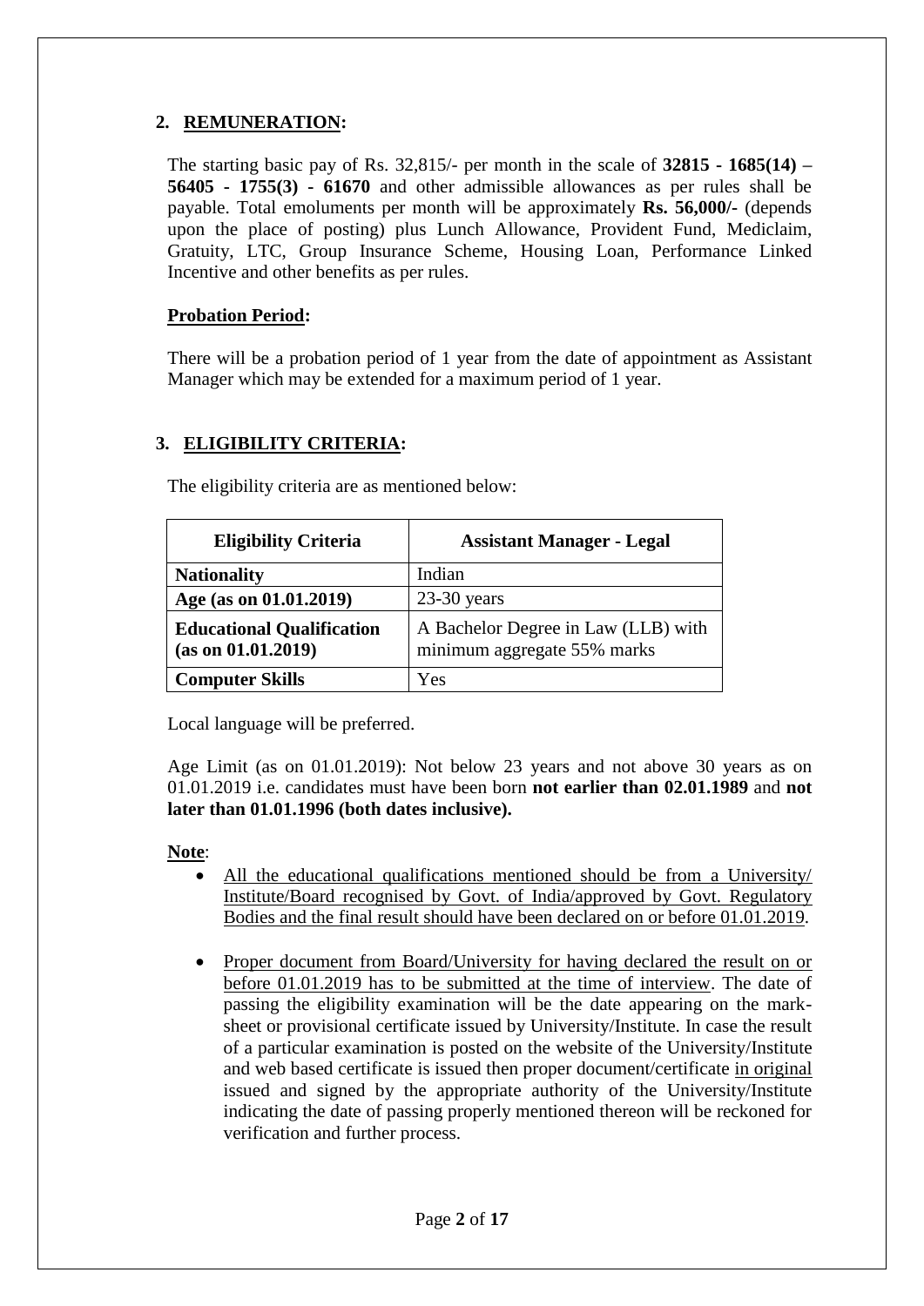## 2. REMUNERATION:

The starting basic pay of Rs. 32,815/- per month in the scale of **32815 - 1685(14) – 56405 - 1755(3) - 61670** and other admissible allowances as per rules shall be payable. Total emoluments per month will be approximately **Rs. 56,000/-** (depends upon the place of posting) plus Lunch Allowance, Provident Fund, Mediclaim, Gratuity, LTC, Group Insurance Scheme, Housing Loan, Performance Linked Incentive and other benefits as per rules.

**Probation Period:**

There will be a probation period of 1 year from the date of appointment as Assistant Manager which may be extended for a maximum period of 1 year.

## 3. ELIGIBILITY CRITERIA:

The eligibility criteria are as mentioned below:

| Eligibility Criteria | Assistant Manager - Legal |
|---|---|
| **Nationality** | Indian |
| **Age (as on 01.01.2019)** | 23-30 years |
| **Educational Qualification (as on 01.01.2019)** | A Bachelor Degree in Law (LLB) with minimum aggregate 55% marks |
| **Computer Skills** | Yes |

Local language will be preferred.

Age Limit (as on 01.01.2019): Not below 23 years and not above 30 years as on 01.01.2019 i.e. candidates must have been born **not earlier than 02.01.1989** and **not later than 01.01.1996 (both dates inclusive).**

**Note**:

- All the educational qualifications mentioned should be from a University/ Institute/Board recognised by Govt. of India/approved by Govt. Regulatory Bodies and the final result should have been declared on or before 01.01.2019.
- Proper document from Board/University for having declared the result on or before 01.01.2019 has to be submitted at the time of interview. The date of passing the eligibility examination will be the date appearing on the mark-sheet or provisional certificate issued by University/Institute. In case the result of a particular examination is posted on the website of the University/Institute and web based certificate is issued then proper document/certificate in original issued and signed by the appropriate authority of the University/Institute indicating the date of passing properly mentioned thereon will be reckoned for verification and further process.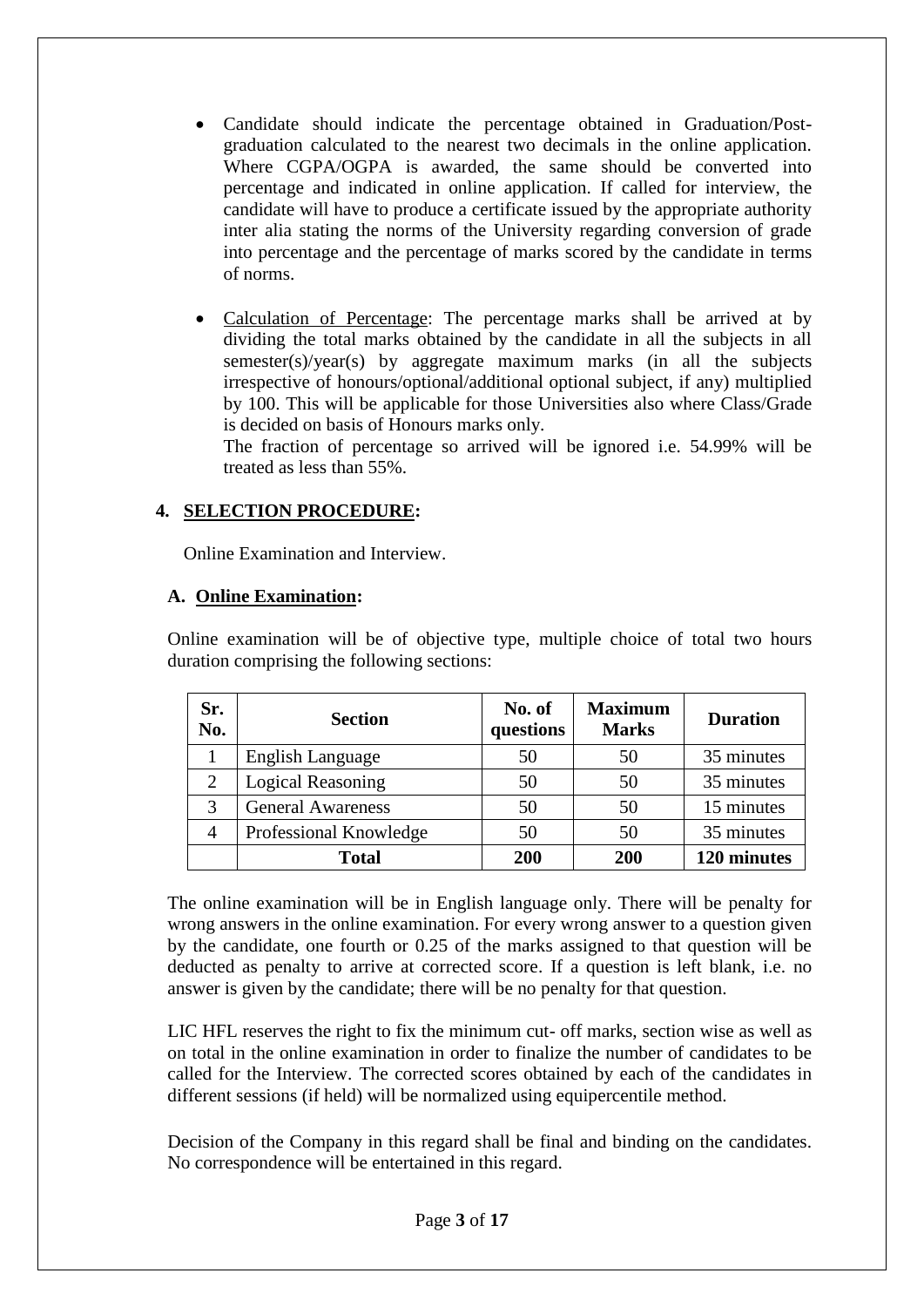- Candidate should indicate the percentage obtained in Graduation/Post-graduation calculated to the nearest two decimals in the online application. Where CGPA/OGPA is awarded, the same should be converted into percentage and indicated in online application. If called for interview, the candidate will have to produce a certificate issued by the appropriate authority inter alia stating the norms of the University regarding conversion of grade into percentage and the percentage of marks scored by the candidate in terms of norms.

- Calculation of Percentage: The percentage marks shall be arrived at by dividing the total marks obtained by the candidate in all the subjects in all semester(s)/year(s) by aggregate maximum marks (in all the subjects irrespective of honours/optional/additional optional subject, if any) multiplied by 100. This will be applicable for those Universities also where Class/Grade is decided on basis of Honours marks only.
  The fraction of percentage so arrived will be ignored i.e. 54.99% will be treated as less than 55%.

## 4. SELECTION PROCEDURE:

Online Examination and Interview.

### A. Online Examination:

Online examination will be of objective type, multiple choice of total two hours duration comprising the following sections:

| Sr. No. | Section | No. of questions | Maximum Marks | Duration |
|---|---|---|---|---|
| 1 | English Language | 50 | 50 | 35 minutes |
| 2 | Logical Reasoning | 50 | 50 | 35 minutes |
| 3 | General Awareness | 50 | 50 | 15 minutes |
| 4 | Professional Knowledge | 50 | 50 | 35 minutes |
| | **Total** | **200** | **200** | **120 minutes** |

The online examination will be in English language only. There will be penalty for wrong answers in the online examination. For every wrong answer to a question given by the candidate, one fourth or 0.25 of the marks assigned to that question will be deducted as penalty to arrive at corrected score. If a question is left blank, i.e. no answer is given by the candidate; there will be no penalty for that question.

LIC HFL reserves the right to fix the minimum cut- off marks, section wise as well as on total in the online examination in order to finalize the number of candidates to be called for the Interview. The corrected scores obtained by each of the candidates in different sessions (if held) will be normalized using equipercentile method.

Decision of the Company in this regard shall be final and binding on the candidates. No correspondence will be entertained in this regard.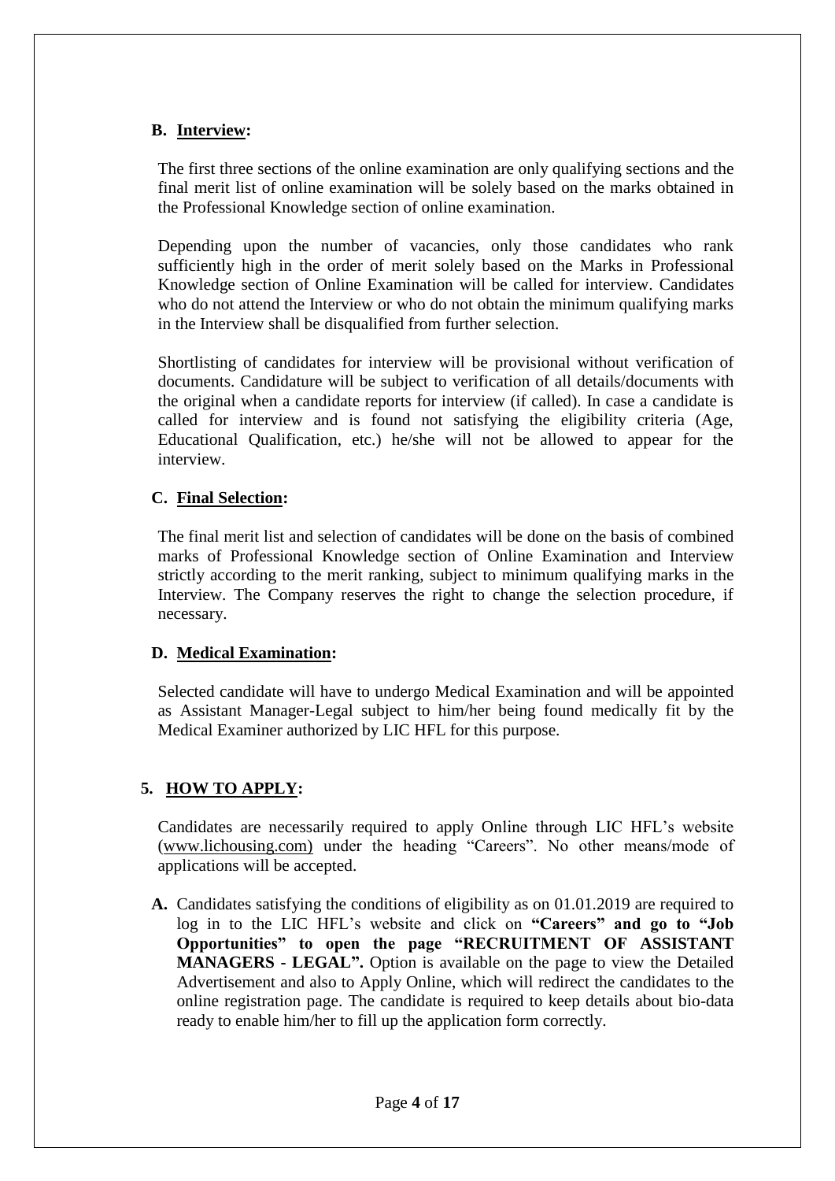**B. Interview:**

The first three sections of the online examination are only qualifying sections and the final merit list of online examination will be solely based on the marks obtained in the Professional Knowledge section of online examination.

Depending upon the number of vacancies, only those candidates who rank sufficiently high in the order of merit solely based on the Marks in Professional Knowledge section of Online Examination will be called for interview. Candidates who do not attend the Interview or who do not obtain the minimum qualifying marks in the Interview shall be disqualified from further selection.

Shortlisting of candidates for interview will be provisional without verification of documents. Candidature will be subject to verification of all details/documents with the original when a candidate reports for interview (if called). In case a candidate is called for interview and is found not satisfying the eligibility criteria (Age, Educational Qualification, etc.) he/she will not be allowed to appear for the interview.

**C. Final Selection:**

The final merit list and selection of candidates will be done on the basis of combined marks of Professional Knowledge section of Online Examination and Interview strictly according to the merit ranking, subject to minimum qualifying marks in the Interview. The Company reserves the right to change the selection procedure, if necessary.

**D. Medical Examination:**

Selected candidate will have to undergo Medical Examination and will be appointed as Assistant Manager-Legal subject to him/her being found medically fit by the Medical Examiner authorized by LIC HFL for this purpose.

## 5. HOW TO APPLY:

Candidates are necessarily required to apply Online through LIC HFL's website (www.lichousing.com) under the heading "Careers". No other means/mode of applications will be accepted.

**A.** Candidates satisfying the conditions of eligibility as on 01.01.2019 are required to log in to the LIC HFL's website and click on **"Careers" and go to "Job Opportunities" to open the page "RECRUITMENT OF ASSISTANT MANAGERS - LEGAL".** Option is available on the page to view the Detailed Advertisement and also to Apply Online, which will redirect the candidates to the online registration page. The candidate is required to keep details about bio-data ready to enable him/her to fill up the application form correctly.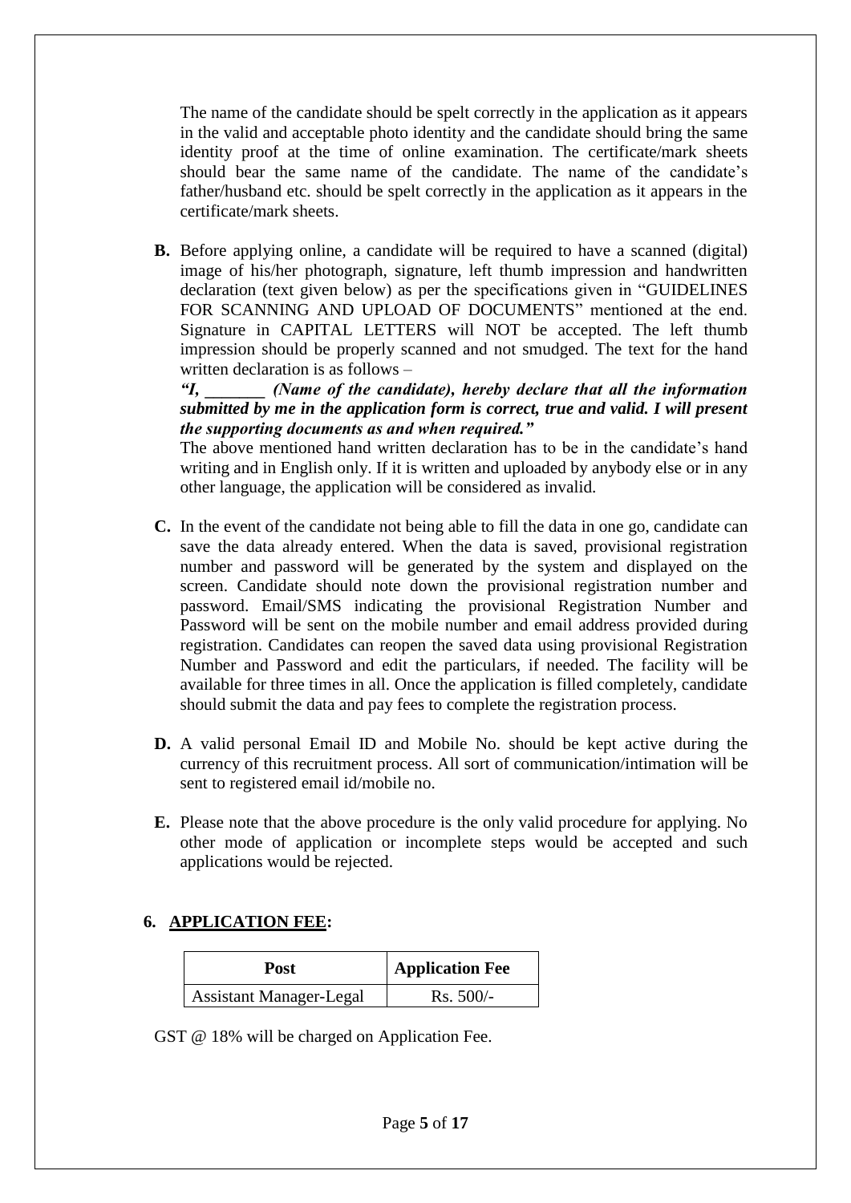The name of the candidate should be spelt correctly in the application as it appears in the valid and acceptable photo identity and the candidate should bring the same identity proof at the time of online examination. The certificate/mark sheets should bear the same name of the candidate. The name of the candidate's father/husband etc. should be spelt correctly in the application as it appears in the certificate/mark sheets.

**B.** Before applying online, a candidate will be required to have a scanned (digital) image of his/her photograph, signature, left thumb impression and handwritten declaration (text given below) as per the specifications given in "GUIDELINES FOR SCANNING AND UPLOAD OF DOCUMENTS" mentioned at the end. Signature in CAPITAL LETTERS will NOT be accepted. The left thumb impression should be properly scanned and not smudged. The text for the hand written declaration is as follows –

***"I, _______ (Name of the candidate), hereby declare that all the information submitted by me in the application form is correct, true and valid. I will present the supporting documents as and when required."***

The above mentioned hand written declaration has to be in the candidate's hand writing and in English only. If it is written and uploaded by anybody else or in any other language, the application will be considered as invalid.

**C.** In the event of the candidate not being able to fill the data in one go, candidate can save the data already entered. When the data is saved, provisional registration number and password will be generated by the system and displayed on the screen. Candidate should note down the provisional registration number and password. Email/SMS indicating the provisional Registration Number and Password will be sent on the mobile number and email address provided during registration. Candidates can reopen the saved data using provisional Registration Number and Password and edit the particulars, if needed. The facility will be available for three times in all. Once the application is filled completely, candidate should submit the data and pay fees to complete the registration process.

**D.** A valid personal Email ID and Mobile No. should be kept active during the currency of this recruitment process. All sort of communication/intimation will be sent to registered email id/mobile no.

**E.** Please note that the above procedure is the only valid procedure for applying. No other mode of application or incomplete steps would be accepted and such applications would be rejected.

## 6. APPLICATION FEE:

| Post | Application Fee |
|---|---|
| Assistant Manager-Legal | Rs. 500/- |

GST @ 18% will be charged on Application Fee.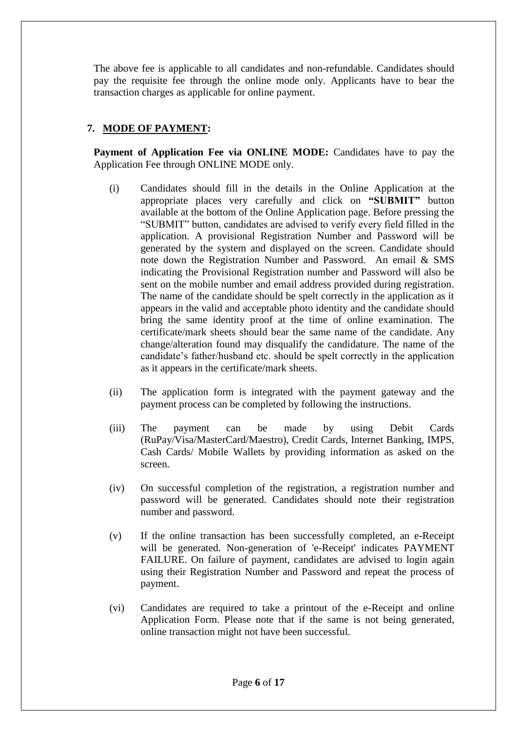The above fee is applicable to all candidates and non-refundable. Candidates should pay the requisite fee through the online mode only. Applicants have to bear the transaction charges as applicable for online payment.

## 7. MODE OF PAYMENT:

**Payment of Application Fee via ONLINE MODE:** Candidates have to pay the Application Fee through ONLINE MODE only.

(i) Candidates should fill in the details in the Online Application at the appropriate places very carefully and click on **"SUBMIT"** button available at the bottom of the Online Application page. Before pressing the "SUBMIT" button, candidates are advised to verify every field filled in the application. A provisional Registration Number and Password will be generated by the system and displayed on the screen. Candidate should note down the Registration Number and Password. An email & SMS indicating the Provisional Registration number and Password will also be sent on the mobile number and email address provided during registration. The name of the candidate should be spelt correctly in the application as it appears in the valid and acceptable photo identity and the candidate should bring the same identity proof at the time of online examination. The certificate/mark sheets should bear the same name of the candidate. Any change/alteration found may disqualify the candidature. The name of the candidate's father/husband etc. should be spelt correctly in the application as it appears in the certificate/mark sheets.

(ii) The application form is integrated with the payment gateway and the payment process can be completed by following the instructions.

(iii) The payment can be made by using Debit Cards (RuPay/Visa/MasterCard/Maestro), Credit Cards, Internet Banking, IMPS, Cash Cards/ Mobile Wallets by providing information as asked on the screen.

(iv) On successful completion of the registration, a registration number and password will be generated. Candidates should note their registration number and password.

(v) If the online transaction has been successfully completed, an e-Receipt will be generated. Non-generation of 'e-Receipt' indicates PAYMENT FAILURE. On failure of payment, candidates are advised to login again using their Registration Number and Password and repeat the process of payment.

(vi) Candidates are required to take a printout of the e-Receipt and online Application Form. Please note that if the same is not being generated, online transaction might not have been successful.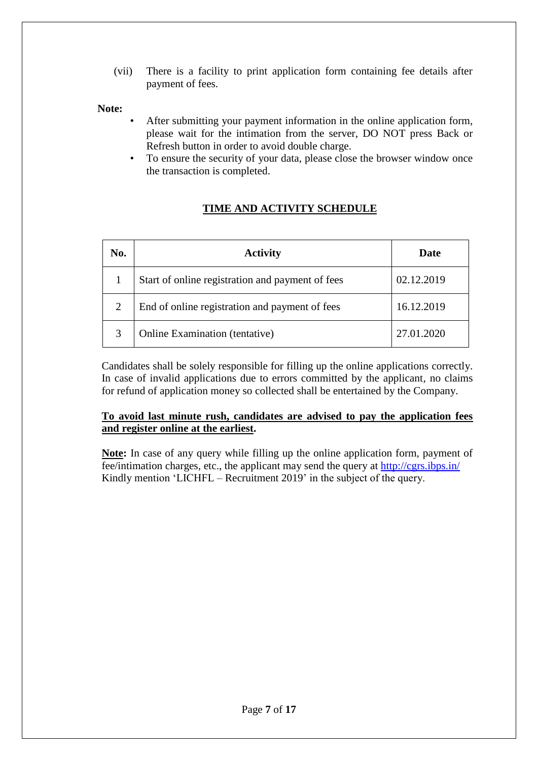(vii) There is a facility to print application form containing fee details after payment of fees.

**Note:**

- After submitting your payment information in the online application form, please wait for the intimation from the server, DO NOT press Back or Refresh button in order to avoid double charge.
- To ensure the security of your data, please close the browser window once the transaction is completed.

## TIME AND ACTIVITY SCHEDULE

| No. | Activity | Date |
|---|---|---|
| 1 | Start of online registration and payment of fees | 02.12.2019 |
| 2 | End of online registration and payment of fees | 16.12.2019 |
| 3 | Online Examination (tentative) | 27.01.2020 |

Candidates shall be solely responsible for filling up the online applications correctly. In case of invalid applications due to errors committed by the applicant, no claims for refund of application money so collected shall be entertained by the Company.

**To avoid last minute rush, candidates are advised to pay the application fees and register online at the earliest.**

**Note:** In case of any query while filling up the online application form, payment of fee/intimation charges, etc., the applicant may send the query at http://cgrs.ibps.in/ Kindly mention 'LICHFL – Recruitment 2019' in the subject of the query.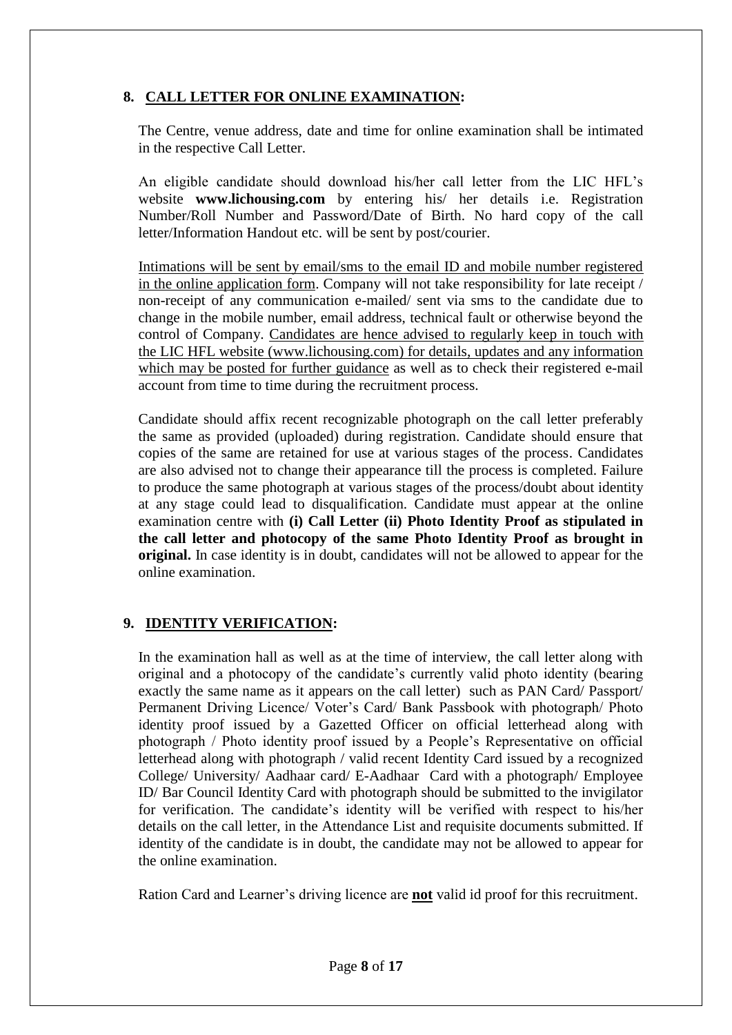## 8. CALL LETTER FOR ONLINE EXAMINATION:

The Centre, venue address, date and time for online examination shall be intimated in the respective Call Letter.

An eligible candidate should download his/her call letter from the LIC HFL's website **www.lichousing.com** by entering his/ her details i.e. Registration Number/Roll Number and Password/Date of Birth. No hard copy of the call letter/Information Handout etc. will be sent by post/courier.

Intimations will be sent by email/sms to the email ID and mobile number registered in the online application form. Company will not take responsibility for late receipt / non-receipt of any communication e-mailed/ sent via sms to the candidate due to change in the mobile number, email address, technical fault or otherwise beyond the control of Company. Candidates are hence advised to regularly keep in touch with the LIC HFL website (www.lichousing.com) for details, updates and any information which may be posted for further guidance as well as to check their registered e-mail account from time to time during the recruitment process.

Candidate should affix recent recognizable photograph on the call letter preferably the same as provided (uploaded) during registration. Candidate should ensure that copies of the same are retained for use at various stages of the process. Candidates are also advised not to change their appearance till the process is completed. Failure to produce the same photograph at various stages of the process/doubt about identity at any stage could lead to disqualification. Candidate must appear at the online examination centre with **(i) Call Letter (ii) Photo Identity Proof as stipulated in the call letter and photocopy of the same Photo Identity Proof as brought in original.** In case identity is in doubt, candidates will not be allowed to appear for the online examination.

## 9. IDENTITY VERIFICATION:

In the examination hall as well as at the time of interview, the call letter along with original and a photocopy of the candidate's currently valid photo identity (bearing exactly the same name as it appears on the call letter) such as PAN Card/ Passport/ Permanent Driving Licence/ Voter's Card/ Bank Passbook with photograph/ Photo identity proof issued by a Gazetted Officer on official letterhead along with photograph / Photo identity proof issued by a People's Representative on official letterhead along with photograph / valid recent Identity Card issued by a recognized College/ University/ Aadhaar card/ E-Aadhaar Card with a photograph/ Employee ID/ Bar Council Identity Card with photograph should be submitted to the invigilator for verification. The candidate's identity will be verified with respect to his/her details on the call letter, in the Attendance List and requisite documents submitted. If identity of the candidate is in doubt, the candidate may not be allowed to appear for the online examination.

Ration Card and Learner's driving licence are **not** valid id proof for this recruitment.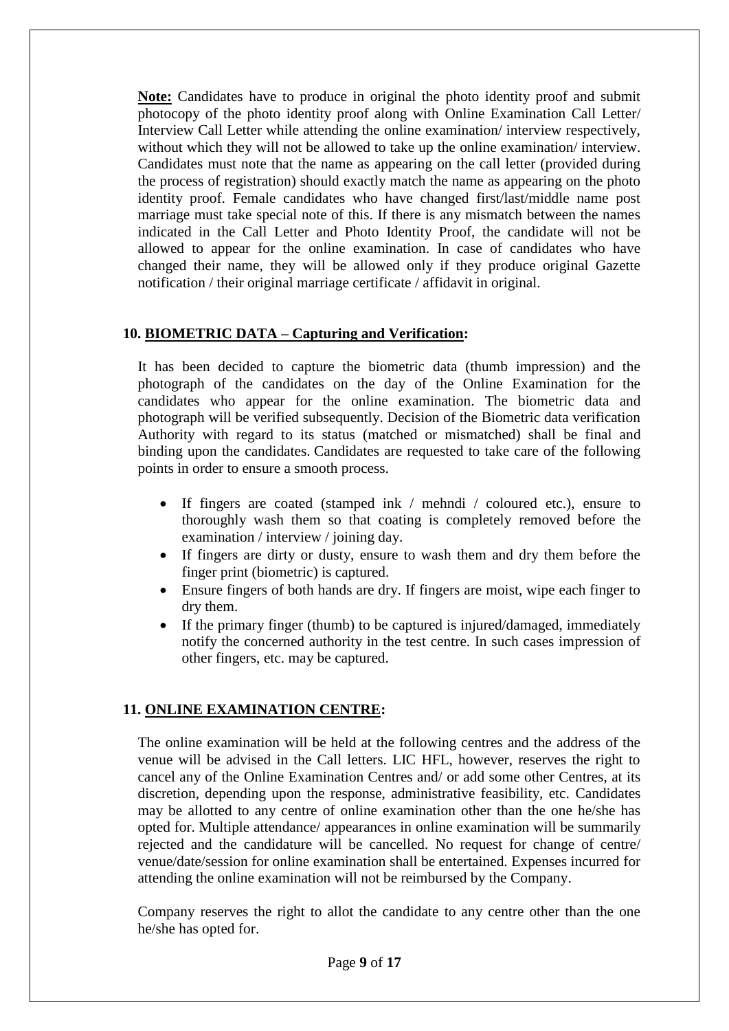**Note:** Candidates have to produce in original the photo identity proof and submit photocopy of the photo identity proof along with Online Examination Call Letter/ Interview Call Letter while attending the online examination/ interview respectively, without which they will not be allowed to take up the online examination/ interview. Candidates must note that the name as appearing on the call letter (provided during the process of registration) should exactly match the name as appearing on the photo identity proof. Female candidates who have changed first/last/middle name post marriage must take special note of this. If there is any mismatch between the names indicated in the Call Letter and Photo Identity Proof, the candidate will not be allowed to appear for the online examination. In case of candidates who have changed their name, they will be allowed only if they produce original Gazette notification / their original marriage certificate / affidavit in original.

**10. BIOMETRIC DATA – Capturing and Verification:**

It has been decided to capture the biometric data (thumb impression) and the photograph of the candidates on the day of the Online Examination for the candidates who appear for the online examination. The biometric data and photograph will be verified subsequently. Decision of the Biometric data verification Authority with regard to its status (matched or mismatched) shall be final and binding upon the candidates. Candidates are requested to take care of the following points in order to ensure a smooth process.

- If fingers are coated (stamped ink / mehndi / coloured etc.), ensure to thoroughly wash them so that coating is completely removed before the examination / interview / joining day.
- If fingers are dirty or dusty, ensure to wash them and dry them before the finger print (biometric) is captured.
- Ensure fingers of both hands are dry. If fingers are moist, wipe each finger to dry them.
- If the primary finger (thumb) to be captured is injured/damaged, immediately notify the concerned authority in the test centre. In such cases impression of other fingers, etc. may be captured.

**11. ONLINE EXAMINATION CENTRE:**

The online examination will be held at the following centres and the address of the venue will be advised in the Call letters. LIC HFL, however, reserves the right to cancel any of the Online Examination Centres and/ or add some other Centres, at its discretion, depending upon the response, administrative feasibility, etc. Candidates may be allotted to any centre of online examination other than the one he/she has opted for. Multiple attendance/ appearances in online examination will be summarily rejected and the candidature will be cancelled. No request for change of centre/ venue/date/session for online examination shall be entertained. Expenses incurred for attending the online examination will not be reimbursed by the Company.

Company reserves the right to allot the candidate to any centre other than the one he/she has opted for.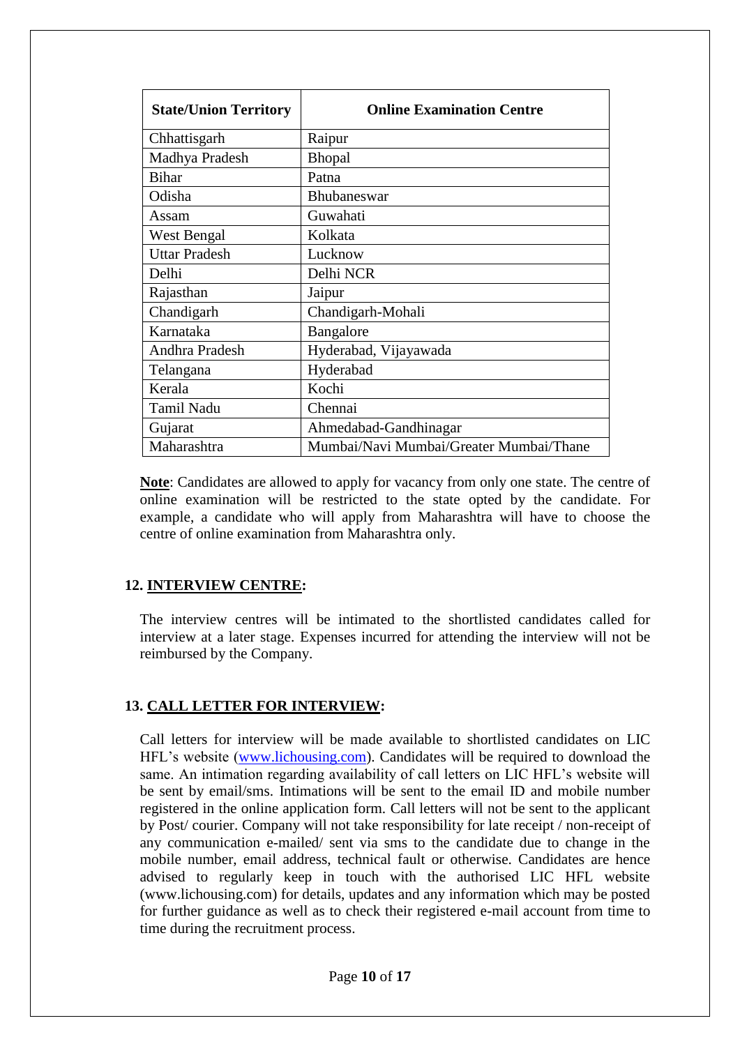| State/Union Territory | Online Examination Centre |
| --- | --- |
| Chhattisgarh | Raipur |
| Madhya Pradesh | Bhopal |
| Bihar | Patna |
| Odisha | Bhubaneswar |
| Assam | Guwahati |
| West Bengal | Kolkata |
| Uttar Pradesh | Lucknow |
| Delhi | Delhi NCR |
| Rajasthan | Jaipur |
| Chandigarh | Chandigarh-Mohali |
| Karnataka | Bangalore |
| Andhra Pradesh | Hyderabad, Vijayawada |
| Telangana | Hyderabad |
| Kerala | Kochi |
| Tamil Nadu | Chennai |
| Gujarat | Ahmedabad-Gandhinagar |
| Maharashtra | Mumbai/Navi Mumbai/Greater Mumbai/Thane |

**Note**: Candidates are allowed to apply for vacancy from only one state. The centre of online examination will be restricted to the state opted by the candidate. For example, a candidate who will apply from Maharashtra will have to choose the centre of online examination from Maharashtra only.

## 12. INTERVIEW CENTRE:

The interview centres will be intimated to the shortlisted candidates called for interview at a later stage. Expenses incurred for attending the interview will not be reimbursed by the Company.

## 13. CALL LETTER FOR INTERVIEW:

Call letters for interview will be made available to shortlisted candidates on LIC HFL's website (www.lichousing.com). Candidates will be required to download the same. An intimation regarding availability of call letters on LIC HFL's website will be sent by email/sms. Intimations will be sent to the email ID and mobile number registered in the online application form. Call letters will not be sent to the applicant by Post/ courier. Company will not take responsibility for late receipt / non-receipt of any communication e-mailed/ sent via sms to the candidate due to change in the mobile number, email address, technical fault or otherwise. Candidates are hence advised to regularly keep in touch with the authorised LIC HFL website (www.lichousing.com) for details, updates and any information which may be posted for further guidance as well as to check their registered e-mail account from time to time during the recruitment process.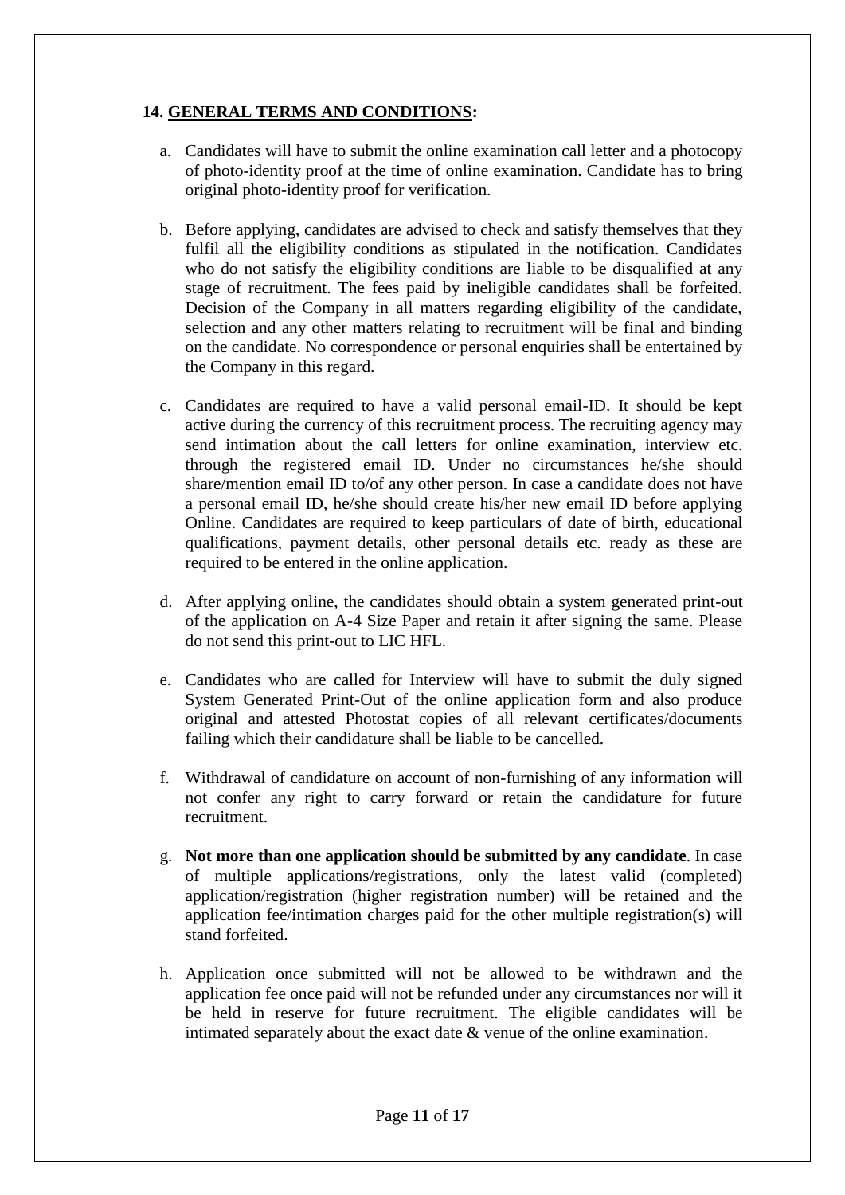## 14. GENERAL TERMS AND CONDITIONS:

a. Candidates will have to submit the online examination call letter and a photocopy of photo-identity proof at the time of online examination. Candidate has to bring original photo-identity proof for verification.

b. Before applying, candidates are advised to check and satisfy themselves that they fulfil all the eligibility conditions as stipulated in the notification. Candidates who do not satisfy the eligibility conditions are liable to be disqualified at any stage of recruitment. The fees paid by ineligible candidates shall be forfeited. Decision of the Company in all matters regarding eligibility of the candidate, selection and any other matters relating to recruitment will be final and binding on the candidate. No correspondence or personal enquiries shall be entertained by the Company in this regard.

c. Candidates are required to have a valid personal email-ID. It should be kept active during the currency of this recruitment process. The recruiting agency may send intimation about the call letters for online examination, interview etc. through the registered email ID. Under no circumstances he/she should share/mention email ID to/of any other person. In case a candidate does not have a personal email ID, he/she should create his/her new email ID before applying Online. Candidates are required to keep particulars of date of birth, educational qualifications, payment details, other personal details etc. ready as these are required to be entered in the online application.

d. After applying online, the candidates should obtain a system generated print-out of the application on A-4 Size Paper and retain it after signing the same. Please do not send this print-out to LIC HFL.

e. Candidates who are called for Interview will have to submit the duly signed System Generated Print-Out of the online application form and also produce original and attested Photostat copies of all relevant certificates/documents failing which their candidature shall be liable to be cancelled.

f. Withdrawal of candidature on account of non-furnishing of any information will not confer any right to carry forward or retain the candidature for future recruitment.

g. **Not more than one application should be submitted by any candidate**. In case of multiple applications/registrations, only the latest valid (completed) application/registration (higher registration number) will be retained and the application fee/intimation charges paid for the other multiple registration(s) will stand forfeited.

h. Application once submitted will not be allowed to be withdrawn and the application fee once paid will not be refunded under any circumstances nor will it be held in reserve for future recruitment. The eligible candidates will be intimated separately about the exact date & venue of the online examination.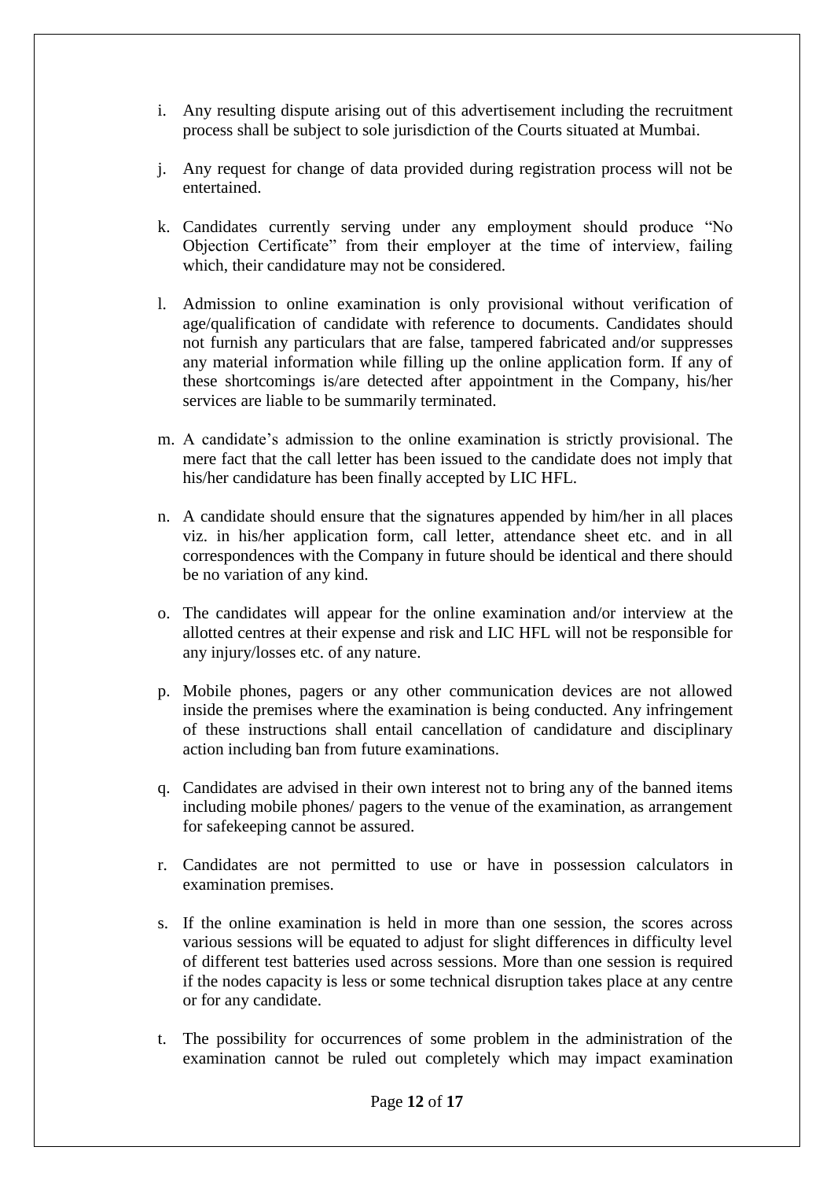i. Any resulting dispute arising out of this advertisement including the recruitment process shall be subject to sole jurisdiction of the Courts situated at Mumbai.

j. Any request for change of data provided during registration process will not be entertained.

k. Candidates currently serving under any employment should produce "No Objection Certificate" from their employer at the time of interview, failing which, their candidature may not be considered.

l. Admission to online examination is only provisional without verification of age/qualification of candidate with reference to documents. Candidates should not furnish any particulars that are false, tampered fabricated and/or suppresses any material information while filling up the online application form. If any of these shortcomings is/are detected after appointment in the Company, his/her services are liable to be summarily terminated.

m. A candidate's admission to the online examination is strictly provisional. The mere fact that the call letter has been issued to the candidate does not imply that his/her candidature has been finally accepted by LIC HFL.

n. A candidate should ensure that the signatures appended by him/her in all places viz. in his/her application form, call letter, attendance sheet etc. and in all correspondences with the Company in future should be identical and there should be no variation of any kind.

o. The candidates will appear for the online examination and/or interview at the allotted centres at their expense and risk and LIC HFL will not be responsible for any injury/losses etc. of any nature.

p. Mobile phones, pagers or any other communication devices are not allowed inside the premises where the examination is being conducted. Any infringement of these instructions shall entail cancellation of candidature and disciplinary action including ban from future examinations.

q. Candidates are advised in their own interest not to bring any of the banned items including mobile phones/ pagers to the venue of the examination, as arrangement for safekeeping cannot be assured.

r. Candidates are not permitted to use or have in possession calculators in examination premises.

s. If the online examination is held in more than one session, the scores across various sessions will be equated to adjust for slight differences in difficulty level of different test batteries used across sessions. More than one session is required if the nodes capacity is less or some technical disruption takes place at any centre or for any candidate.

t. The possibility for occurrences of some problem in the administration of the examination cannot be ruled out completely which may impact examination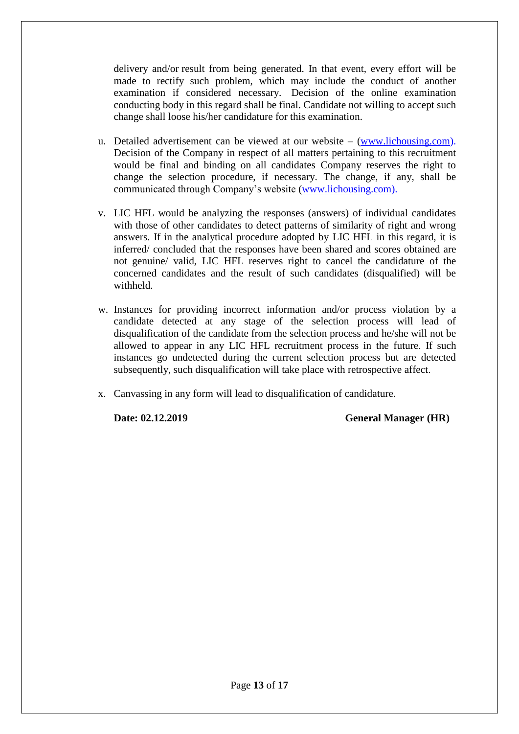delivery and/or result from being generated. In that event, every effort will be made to rectify such problem, which may include the conduct of another examination if considered necessary. Decision of the online examination conducting body in this regard shall be final. Candidate not willing to accept such change shall loose his/her candidature for this examination.

u. Detailed advertisement can be viewed at our website – (www.lichousing.com). Decision of the Company in respect of all matters pertaining to this recruitment would be final and binding on all candidates Company reserves the right to change the selection procedure, if necessary. The change, if any, shall be communicated through Company's website (www.lichousing.com).

v. LIC HFL would be analyzing the responses (answers) of individual candidates with those of other candidates to detect patterns of similarity of right and wrong answers. If in the analytical procedure adopted by LIC HFL in this regard, it is inferred/ concluded that the responses have been shared and scores obtained are not genuine/ valid, LIC HFL reserves right to cancel the candidature of the concerned candidates and the result of such candidates (disqualified) will be withheld.

w. Instances for providing incorrect information and/or process violation by a candidate detected at any stage of the selection process will lead of disqualification of the candidate from the selection process and he/she will not be allowed to appear in any LIC HFL recruitment process in the future. If such instances go undetected during the current selection process but are detected subsequently, such disqualification will take place with retrospective affect.

x. Canvassing in any form will lead to disqualification of candidature.

**Date: 02.12.2019** **General Manager (HR)**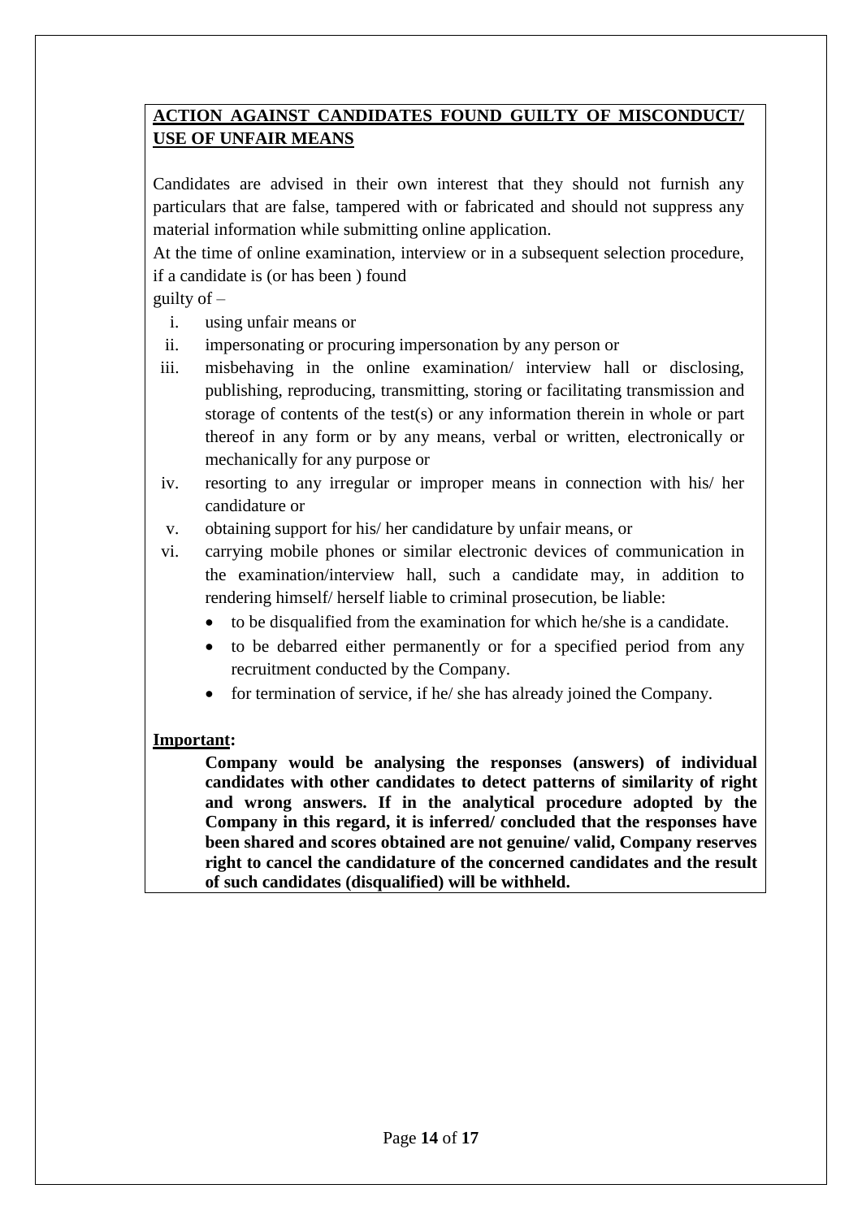**ACTION AGAINST CANDIDATES FOUND GUILTY OF MISCONDUCT/ USE OF UNFAIR MEANS**

Candidates are advised in their own interest that they should not furnish any particulars that are false, tampered with or fabricated and should not suppress any material information while submitting online application.

At the time of online examination, interview or in a subsequent selection procedure, if a candidate is (or has been ) found guilty of –

i. using unfair means or
ii. impersonating or procuring impersonation by any person or
iii. misbehaving in the online examination/ interview hall or disclosing, publishing, reproducing, transmitting, storing or facilitating transmission and storage of contents of the test(s) or any information therein in whole or part thereof in any form or by any means, verbal or written, electronically or mechanically for any purpose or
iv. resorting to any irregular or improper means in connection with his/ her candidature or
v. obtaining support for his/ her candidature by unfair means, or
vi. carrying mobile phones or similar electronic devices of communication in the examination/interview hall, such a candidate may, in addition to rendering himself/ herself liable to criminal prosecution, be liable:
   - to be disqualified from the examination for which he/she is a candidate.
   - to be debarred either permanently or for a specified period from any recruitment conducted by the Company.
   - for termination of service, if he/ she has already joined the Company.

**Important:**

**Company would be analysing the responses (answers) of individual candidates with other candidates to detect patterns of similarity of right and wrong answers. If in the analytical procedure adopted by the Company in this regard, it is inferred/ concluded that the responses have been shared and scores obtained are not genuine/ valid, Company reserves right to cancel the candidature of the concerned candidates and the result of such candidates (disqualified) will be withheld.**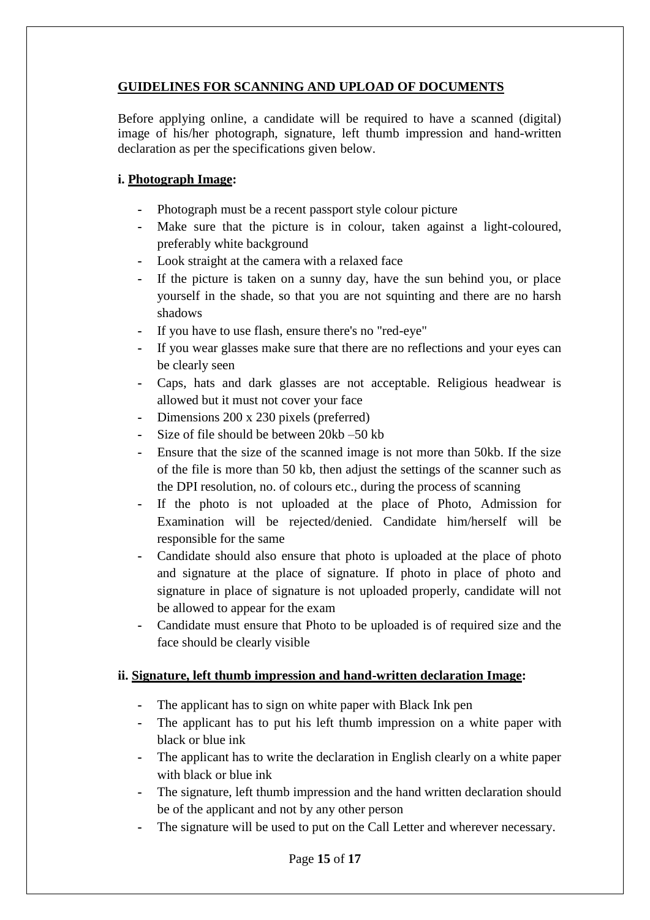## GUIDELINES FOR SCANNING AND UPLOAD OF DOCUMENTS

Before applying online, a candidate will be required to have a scanned (digital) image of his/her photograph, signature, left thumb impression and hand-written declaration as per the specifications given below.

### i. Photograph Image:

- Photograph must be a recent passport style colour picture
- Make sure that the picture is in colour, taken against a light-coloured, preferably white background
- Look straight at the camera with a relaxed face
- If the picture is taken on a sunny day, have the sun behind you, or place yourself in the shade, so that you are not squinting and there are no harsh shadows
- If you have to use flash, ensure there's no "red-eye"
- If you wear glasses make sure that there are no reflections and your eyes can be clearly seen
- Caps, hats and dark glasses are not acceptable. Religious headwear is allowed but it must not cover your face
- Dimensions 200 x 230 pixels (preferred)
- Size of file should be between 20kb –50 kb
- Ensure that the size of the scanned image is not more than 50kb. If the size of the file is more than 50 kb, then adjust the settings of the scanner such as the DPI resolution, no. of colours etc., during the process of scanning
- If the photo is not uploaded at the place of Photo, Admission for Examination will be rejected/denied. Candidate him/herself will be responsible for the same
- Candidate should also ensure that photo is uploaded at the place of photo and signature at the place of signature. If photo in place of photo and signature in place of signature is not uploaded properly, candidate will not be allowed to appear for the exam
- Candidate must ensure that Photo to be uploaded is of required size and the face should be clearly visible

### ii. Signature, left thumb impression and hand-written declaration Image:

- The applicant has to sign on white paper with Black Ink pen
- The applicant has to put his left thumb impression on a white paper with black or blue ink
- The applicant has to write the declaration in English clearly on a white paper with black or blue ink
- The signature, left thumb impression and the hand written declaration should be of the applicant and not by any other person
- The signature will be used to put on the Call Letter and wherever necessary.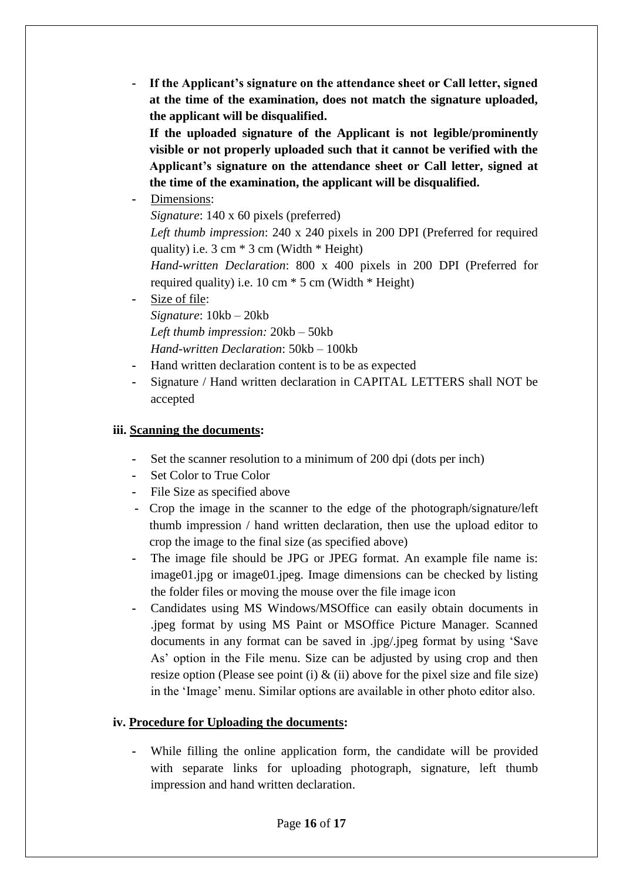- **If the Applicant's signature on the attendance sheet or Call letter, signed at the time of the examination, does not match the signature uploaded, the applicant will be disqualified.**

  **If the uploaded signature of the Applicant is not legible/prominently visible or not properly uploaded such that it cannot be verified with the Applicant's signature on the attendance sheet or Call letter, signed at the time of the examination, the applicant will be disqualified.**
- Dimensions:

  *Signature*: 140 x 60 pixels (preferred)

  *Left thumb impression*: 240 x 240 pixels in 200 DPI (Preferred for required quality) i.e. 3 cm * 3 cm (Width * Height)

  *Hand-written Declaration*: 800 x 400 pixels in 200 DPI (Preferred for required quality) i.e. 10 cm * 5 cm (Width * Height)
- Size of file:

  *Signature*: 10kb – 20kb

  *Left thumb impression:* 20kb – 50kb

  *Hand-written Declaration*: 50kb – 100kb
- Hand written declaration content is to be as expected
- Signature / Hand written declaration in CAPITAL LETTERS shall NOT be accepted

**iii. Scanning the documents:**

- Set the scanner resolution to a minimum of 200 dpi (dots per inch)
- Set Color to True Color
- File Size as specified above
- Crop the image in the scanner to the edge of the photograph/signature/left thumb impression / hand written declaration, then use the upload editor to crop the image to the final size (as specified above)
- The image file should be JPG or JPEG format. An example file name is: image01.jpg or image01.jpeg. Image dimensions can be checked by listing the folder files or moving the mouse over the file image icon
- Candidates using MS Windows/MSOffice can easily obtain documents in .jpeg format by using MS Paint or MSOffice Picture Manager. Scanned documents in any format can be saved in .jpg/.jpeg format by using 'Save As' option in the File menu. Size can be adjusted by using crop and then resize option (Please see point (i) & (ii) above for the pixel size and file size) in the 'Image' menu. Similar options are available in other photo editor also.

**iv. Procedure for Uploading the documents:**

- While filling the online application form, the candidate will be provided with separate links for uploading photograph, signature, left thumb impression and hand written declaration.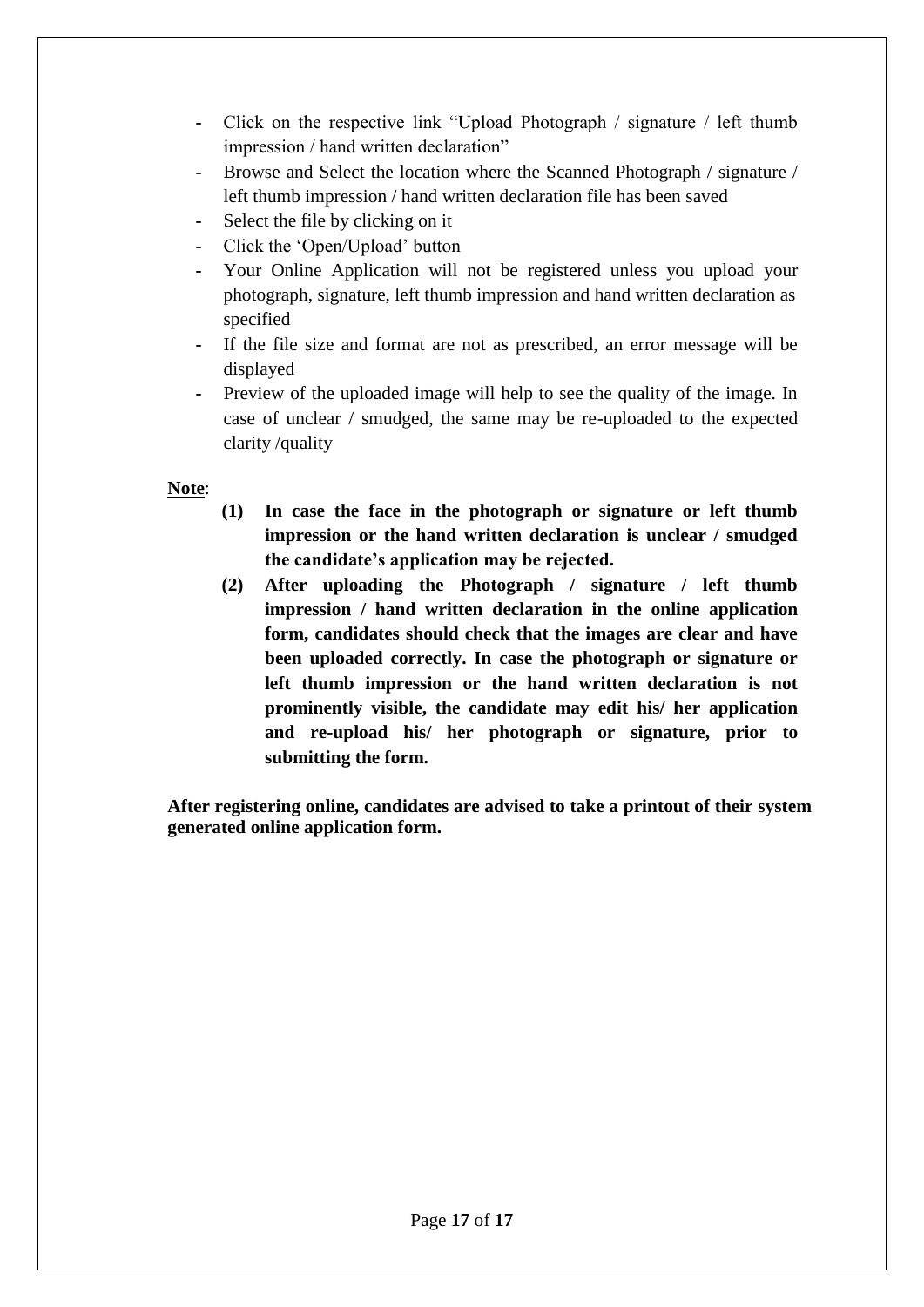- Click on the respective link "Upload Photograph / signature / left thumb impression / hand written declaration"
- Browse and Select the location where the Scanned Photograph / signature / left thumb impression / hand written declaration file has been saved
- Select the file by clicking on it
- Click the 'Open/Upload' button
- Your Online Application will not be registered unless you upload your photograph, signature, left thumb impression and hand written declaration as specified
- If the file size and format are not as prescribed, an error message will be displayed
- Preview of the uploaded image will help to see the quality of the image. In case of unclear / smudged, the same may be re-uploaded to the expected clarity /quality

**Note**:

**(1) In case the face in the photograph or signature or left thumb impression or the hand written declaration is unclear / smudged the candidate's application may be rejected.**

**(2) After uploading the Photograph / signature / left thumb impression / hand written declaration in the online application form, candidates should check that the images are clear and have been uploaded correctly. In case the photograph or signature or left thumb impression or the hand written declaration is not prominently visible, the candidate may edit his/ her application and re-upload his/ her photograph or signature, prior to submitting the form.**

**After registering online, candidates are advised to take a printout of their system generated online application form.**